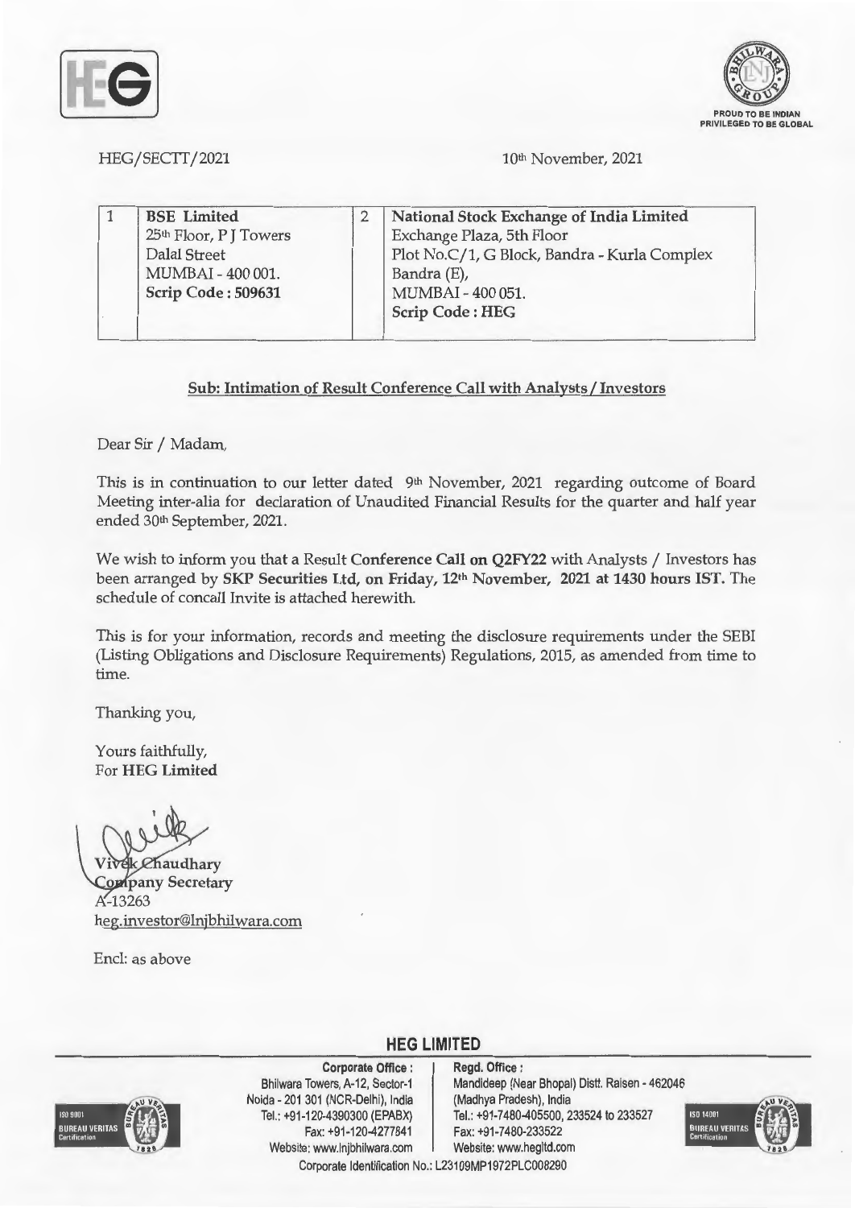HEG/SECTT/2021

10th November, 2021

| 1 | BSE Limited<br>25th Floor, P J Towers<br>Dalal Street<br>MUMBAI - 400 001.<br>**Scrip Code : 509631** | 2 | **National Stock Exchange of India Limited**<br>Exchange Plaza, 5th Floor<br>Plot No.C/1, G Block, Bandra - Kurla Complex<br>Bandra (E),<br>MUMBAI - 400 051.<br>**Scrip Code : HEG** |
|---|---|---|---|

**Sub: Intimation of Result Conference Call with Analysts / Investors**

Dear Sir / Madam,

This is in continuation to our letter dated 9th November, 2021 regarding outcome of Board Meeting inter-alia for declaration of Unaudited Financial Results for the quarter and half year ended 30th September, 2021.

We wish to inform you that a Result **Conference Call on Q2FY22** with Analysts / Investors has been arranged by **SKP Securities Ltd, on Friday, 12th November, 2021 at 1430 hours IST.** The schedule of concall Invite is attached herewith.

This is for your information, records and meeting the disclosure requirements under the SEBI (Listing Obligations and Disclosure Requirements) Regulations, 2015, as amended from time to time.

Thanking you,

Yours faithfully,
For **HEG Limited**

Vivek Chaudhary
**Company Secretary**
A-13263
heg.investor@lnjbhilwara.com

Encl: as above

**HEG LIMITED**

**Corporate Office :** Bhilwara Towers, A-12, Sector-1, Noida - 201 301 (NCR-Delhi), India
Tel.: +91-120-4390300 (EPABX) Fax: +91-120-4277841
Website: www.lnjbhilwara.com

**Regd. Office :** Mandideep (Near Bhopal) Distt. Raisen - 462046 (Madhya Pradesh), India
Tel.: +91-7480-405500, 233524 to 233527 Fax: +91-7480-233522
Website: www.hegltd.com

Corporate Identification No.: L23109MP1972PLC008290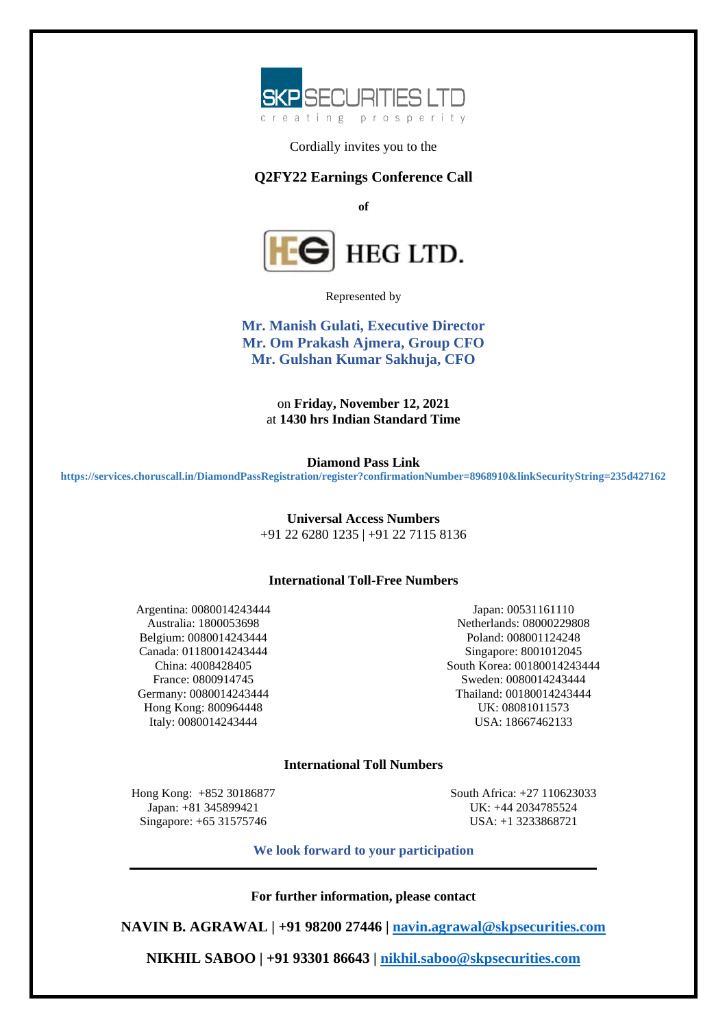SKP SECURITIES LTD

creating prosperity

Cordially invites you to the

**Q2FY22 Earnings Conference Call**

**of**

**HEG LTD.**

Represented by

**Mr. Manish Gulati, Executive Director**
**Mr. Om Prakash Ajmera, Group CFO**
**Mr. Gulshan Kumar Sakhuja, CFO**

on **Friday, November 12, 2021**
at **1430 hrs Indian Standard Time**

**Diamond Pass Link**

**https://services.choruscall.in/DiamondPassRegistration/register?confirmationNumber=8968910&linkSecurityString=235d427162**

**Universal Access Numbers**

+91 22 6280 1235 | +91 22 7115 8136

**International Toll-Free Numbers**

Argentina: 0080014243444
Australia: 1800053698
Belgium: 0080014243444
Canada: 01180014243444
China: 4008428405
France: 0800914745
Germany: 0080014243444
Hong Kong: 800964448
Italy: 0080014243444
Japan: 00531161110
Netherlands: 08000229808
Poland: 008001124248
Singapore: 8001012045
South Korea: 00180014243444
Sweden: 0080014243444
Thailand: 00180014243444
UK: 08081011573
USA: 18667462133

**International Toll Numbers**

Hong Kong: +852 30186877
Japan: +81 345899421
Singapore: +65 31575746
South Africa: +27 110623033
UK: +44 2034785524
USA: +1 3233868721

**We look forward to your participation**

---

**For further information, please contact**

**NAVIN B. AGRAWAL | +91 98200 27446 | navin.agrawal@skpsecurities.com**

**NIKHIL SABOO | +91 93301 86643 | nikhil.saboo@skpsecurities.com**